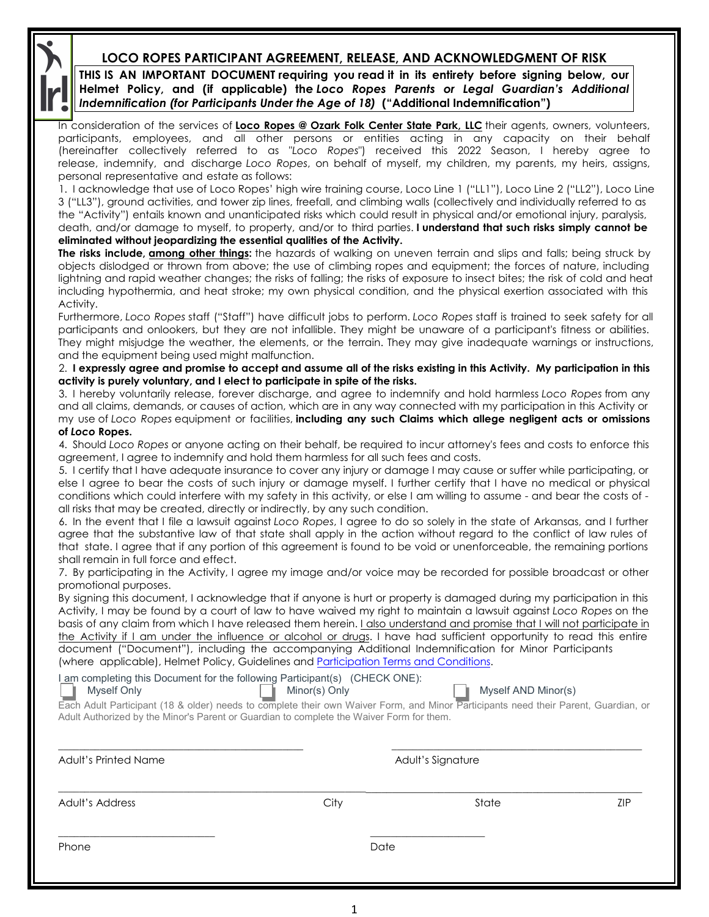# LOCO ROPES PARTICIPANT AGREEMENT, RELEASE, AND ACKNOWLEDGMENT OF RISK

**THIS IS AN IMPORTANT DOCUMENT requiring you read it in its entirety before signing below, our Helmet Policy, and (if applicable) the *Loco Ropes Parents or Legal Guardian's Additional Indemnification (for Participants Under the Age of 18)* ("Additional Indemnification")**

In consideration of the services of **Loco Ropes @ Ozark Folk Center State Park, LLC** their agents, owners, volunteers, participants, employees, and all other persons or entities acting in any capacity on their behalf (hereinafter collectively referred to as "*Loco Ropes*") received this 2022 Season, I hereby agree to release, indemnify, and discharge *Loco Ropes*, on behalf of myself, my children, my parents, my heirs, assigns, personal representative and estate as follows:

1. I acknowledge that use of Loco Ropes' high wire training course, Loco Line 1 ("LL1"), Loco Line 2 ("LL2"), Loco Line 3 ("LL3"), ground activities, and tower zip lines, freefall, and climbing walls (collectively and individually referred to as the "Activity") entails known and unanticipated risks which could result in physical and/or emotional injury, paralysis, death, and/or damage to myself, to property, and/or to third parties. **I understand that such risks simply cannot be eliminated without jeopardizing the essential qualities of the Activity.**

**The risks include, <u>among other things</u>:** the hazards of walking on uneven terrain and slips and falls; being struck by objects dislodged or thrown from above; the use of climbing ropes and equipment; the forces of nature, including lightning and rapid weather changes; the risks of falling; the risks of exposure to insect bites; the risk of cold and heat including hypothermia, and heat stroke; my own physical condition, and the physical exertion associated with this Activity.

Furthermore, *Loco Ropes* staff ("Staff") have difficult jobs to perform. *Loco Ropes* staff is trained to seek safety for all participants and onlookers, but they are not infallible. They might be unaware of a participant's fitness or abilities. They might misjudge the weather, the elements, or the terrain. They may give inadequate warnings or instructions, and the equipment being used might malfunction.

2. **I expressly agree and promise to accept and assume all of the risks existing in this Activity. My participation in this activity is purely voluntary, and I elect to participate in spite of the risks.**

3. I hereby voluntarily release, forever discharge, and agree to indemnify and hold harmless *Loco Ropes* from any and all claims, demands, or causes of action, which are in any way connected with my participation in this Activity or my use of *Loco Ropes* equipment or facilities, **including any such Claims which allege negligent acts or omissions of *Loco* Ropes.**

4. Should *Loco Ropes* or anyone acting on their behalf, be required to incur attorney's fees and costs to enforce this agreement, I agree to indemnify and hold them harmless for all such fees and costs.

5. I certify that I have adequate insurance to cover any injury or damage I may cause or suffer while participating, or else I agree to bear the costs of such injury or damage myself. I further certify that I have no medical or physical conditions which could interfere with my safety in this activity, or else I am willing to assume - and bear the costs of - all risks that may be created, directly or indirectly, by any such condition.

6. In the event that I file a lawsuit against *Loco Ropes*, I agree to do so solely in the state of Arkansas, and I further agree that the substantive law of that state shall apply in the action without regard to the conflict of law rules of that state. I agree that if any portion of this agreement is found to be void or unenforceable, the remaining portions shall remain in full force and effect.

7. By participating in the Activity, I agree my image and/or voice may be recorded for possible broadcast or other promotional purposes.

By signing this document, I acknowledge that if anyone is hurt or property is damaged during my participation in this Activity, I may be found by a court of law to have waived my right to maintain a lawsuit against *Loco Ropes* on the basis of any claim from which I have released them herein. <u>I also understand and promise that I will not participate in the Activity if I am under the influence or alcohol or drugs</u>. I have had sufficient opportunity to read this entire document ("Document"), including the accompanying Additional Indemnification for Minor Participants (where applicable), Helmet Policy, Guidelines and <u>Participation Terms and Conditions</u>.

I am completing this Document for the following Participant(s) (CHECK ONE):

- [ ] Myself Only
- [ ] Minor(s) Only
- [ ] Myself AND Minor(s)

Each Adult Participant (18 & older) needs to complete their own Waiver Form, and Minor Participants need their Parent, Guardian, or Adult Authorized by the Minor's Parent or Guardian to complete the Waiver Form for them.

\_\_\_\_\_\_\_\_\_\_\_\_\_\_\_\_\_\_\_\_\_\_\_\_\_\_\_\_\_\_ &nbsp;&nbsp;&nbsp; \_\_\_\_\_\_\_\_\_\_\_\_\_\_\_\_\_\_\_\_\_\_\_\_\_\_\_\_\_\_
Adult's Printed Name &nbsp;&nbsp;&nbsp; Adult's Signature

\_\_\_\_\_\_\_\_\_\_\_\_\_\_\_\_\_\_\_\_\_\_\_\_\_\_\_\_\_\_\_\_\_\_\_\_\_\_\_\_\_\_\_\_\_\_\_\_\_\_\_\_\_\_\_\_\_\_\_\_
Adult's Address &nbsp;&nbsp;&nbsp; City &nbsp;&nbsp;&nbsp; State &nbsp;&nbsp;&nbsp; ZIP

\_\_\_\_\_\_\_\_\_\_\_\_\_\_\_\_\_\_\_\_ &nbsp;&nbsp;&nbsp; \_\_\_\_\_\_\_\_\_\_\_\_\_\_\_
Phone &nbsp;&nbsp;&nbsp; Date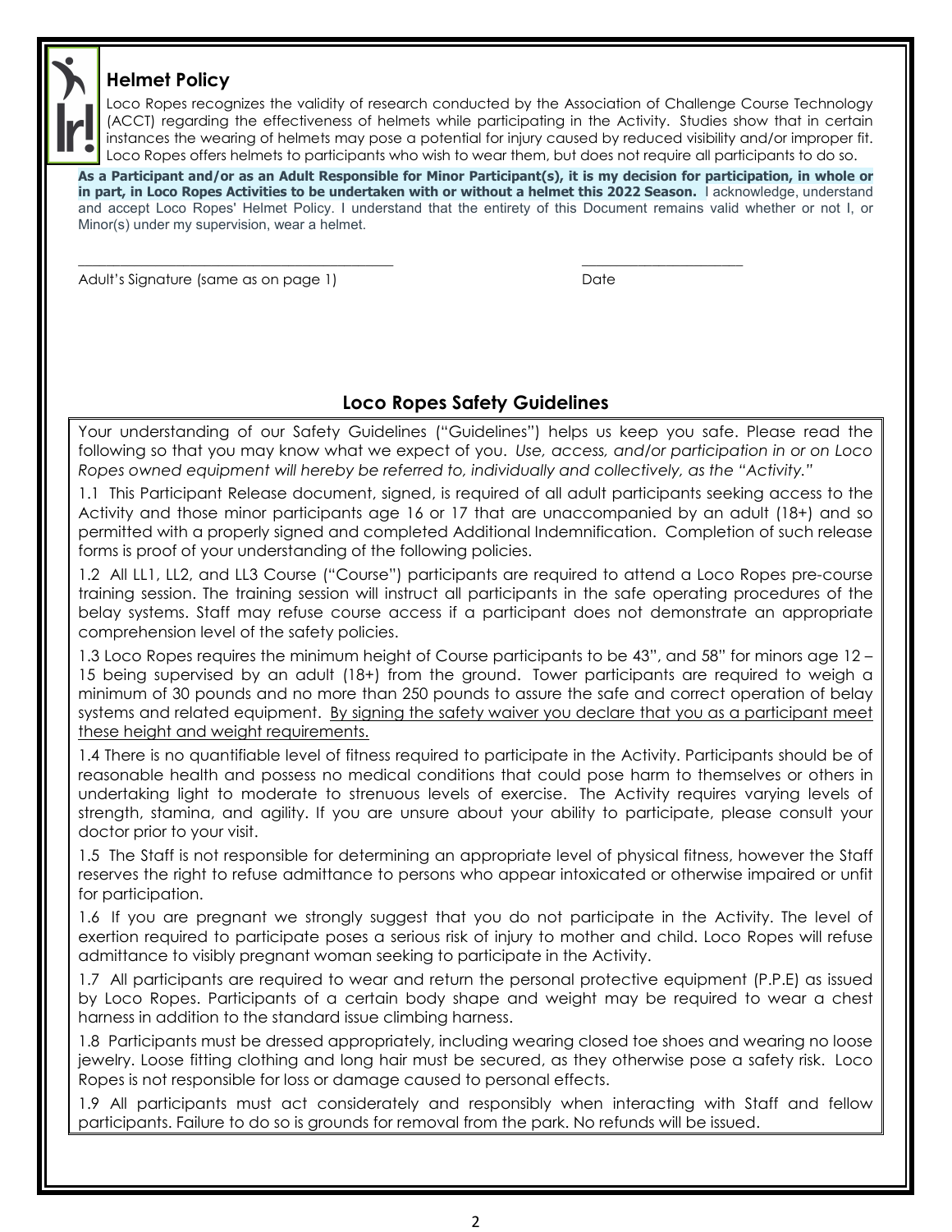## Helmet Policy

Loco Ropes recognizes the validity of research conducted by the Association of Challenge Course Technology (ACCT) regarding the effectiveness of helmets while participating in the Activity. Studies show that in certain instances the wearing of helmets may pose a potential for injury caused by reduced visibility and/or improper fit. Loco Ropes offers helmets to participants who wish to wear them, but does not require all participants to do so.

**As a Participant and/or as an Adult Responsible for Minor Participant(s), it is my decision for participation, in whole or in part, in Loco Ropes Activities to be undertaken with or without a helmet this 2022 Season.** I acknowledge, understand and accept Loco Ropes' Helmet Policy. I understand that the entirety of this Document remains valid whether or not I, or Minor(s) under my supervision, wear a helmet.

\_\_\_\_\_\_\_\_\_\_\_\_\_\_\_\_\_\_\_\_\_\_\_\_\_\_\_\_\_\_\_\_\_\_\_\_\_\_\_\_\_\_ \_\_\_\_\_\_\_\_\_\_\_\_\_\_\_\_\_\_\_\_\_\_

Adult's Signature (same as on page 1) Date

## Loco Ropes Safety Guidelines

Your understanding of our Safety Guidelines ("Guidelines") helps us keep you safe. Please read the following so that you may know what we expect of you. *Use, access, and/or participation in or on Loco Ropes owned equipment will hereby be referred to, individually and collectively, as the "Activity."*

1.1 This Participant Release document, signed, is required of all adult participants seeking access to the Activity and those minor participants age 16 or 17 that are unaccompanied by an adult (18+) and so permitted with a properly signed and completed Additional Indemnification. Completion of such release forms is proof of your understanding of the following policies.

1.2 All LL1, LL2, and LL3 Course ("Course") participants are required to attend a Loco Ropes pre-course training session. The training session will instruct all participants in the safe operating procedures of the belay systems. Staff may refuse course access if a participant does not demonstrate an appropriate comprehension level of the safety policies.

1.3 Loco Ropes requires the minimum height of Course participants to be 43", and 58" for minors age 12 – 15 being supervised by an adult (18+) from the ground. Tower participants are required to weigh a minimum of 30 pounds and no more than 250 pounds to assure the safe and correct operation of belay systems and related equipment. <u>By signing the safety waiver you declare that you as a participant meet these height and weight requirements.</u>

1.4 There is no quantifiable level of fitness required to participate in the Activity. Participants should be of reasonable health and possess no medical conditions that could pose harm to themselves or others in undertaking light to moderate to strenuous levels of exercise. The Activity requires varying levels of strength, stamina, and agility. If you are unsure about your ability to participate, please consult your doctor prior to your visit.

1.5 The Staff is not responsible for determining an appropriate level of physical fitness, however the Staff reserves the right to refuse admittance to persons who appear intoxicated or otherwise impaired or unfit for participation.

1.6 If you are pregnant we strongly suggest that you do not participate in the Activity. The level of exertion required to participate poses a serious risk of injury to mother and child. Loco Ropes will refuse admittance to visibly pregnant woman seeking to participate in the Activity.

1.7 All participants are required to wear and return the personal protective equipment (P.P.E) as issued by Loco Ropes. Participants of a certain body shape and weight may be required to wear a chest harness in addition to the standard issue climbing harness.

1.8 Participants must be dressed appropriately, including wearing closed toe shoes and wearing no loose jewelry. Loose fitting clothing and long hair must be secured, as they otherwise pose a safety risk. Loco Ropes is not responsible for loss or damage caused to personal effects.

1.9 All participants must act considerately and responsibly when interacting with Staff and fellow participants. Failure to do so is grounds for removal from the park. No refunds will be issued.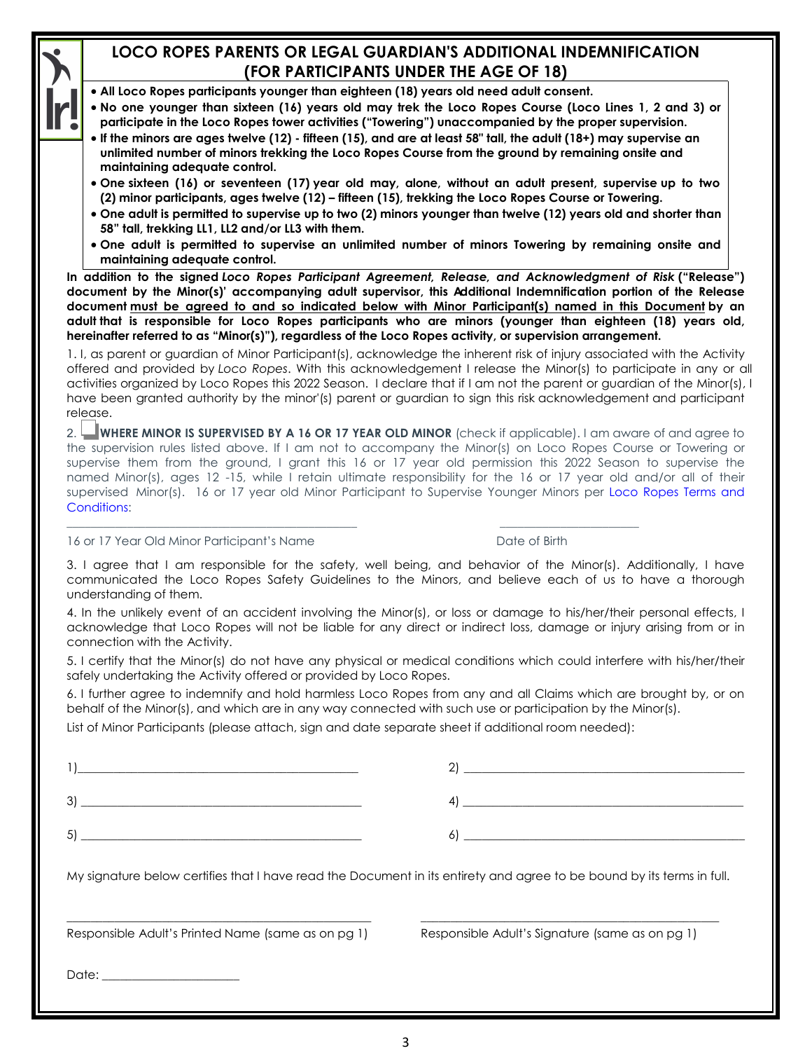# LOCO ROPES PARENTS OR LEGAL GUARDIAN'S ADDITIONAL INDEMNIFICATION (FOR PARTICIPANTS UNDER THE AGE OF 18)

- **All Loco Ropes participants younger than eighteen (18) years old need adult consent.**
- **No one younger than sixteen (16) years old may trek the Loco Ropes Course (Loco Lines 1, 2 and 3) or participate in the Loco Ropes tower activities ("Towering") unaccompanied by the proper supervision.**
- **If the minors are ages twelve (12) - fifteen (15), and are at least 58" tall, the adult (18+) may supervise an unlimited number of minors trekking the Loco Ropes Course from the ground by remaining onsite and maintaining adequate control.**
- **One sixteen (16) or seventeen (17) year old may, alone, without an adult present, supervise up to two (2) minor participants, ages twelve (12) – fifteen (15), trekking the Loco Ropes Course or Towering.**
- **One adult is permitted to supervise up to two (2) minors younger than twelve (12) years old and shorter than 58" tall, trekking LL1, LL2 and/or LL3 with them.**
- **One adult is permitted to supervise an unlimited number of minors Towering by remaining onsite and maintaining adequate control.**

**In addition to the signed *Loco Ropes Participant Agreement, Release, and Acknowledgment of Risk* ("Release") document by the Minor(s)' accompanying adult supervisor, this Additional Indemnification portion of the Release document <u>must be agreed to and so indicated below with Minor Participant(s) named in this Document</u> by an adult that is responsible for Loco Ropes participants who are minors (younger than eighteen (18) years old, hereinafter referred to as "Minor(s)"), regardless of the Loco Ropes activity, or supervision arrangement.**

1. I, as parent or guardian of Minor Participant(s), acknowledge the inherent risk of injury associated with the Activity offered and provided by *Loco Ropes*. With this acknowledgement I release the Minor(s) to participate in any or all activities organized by Loco Ropes this 2022 Season. I declare that if I am not the parent or guardian of the Minor(s), I have been granted authority by the minor'(s) parent or guardian to sign this risk acknowledgement and participant release.

2. ☐ **WHERE MINOR IS SUPERVISED BY A 16 OR 17 YEAR OLD MINOR** (check if applicable). I am aware of and agree to the supervision rules listed above. If I am not to accompany the Minor(s) on Loco Ropes Course or Towering or supervise them from the ground, I grant this 16 or 17 year old permission this 2022 Season to supervise the named Minor(s), ages 12 -15, while I retain ultimate responsibility for the 16 or 17 year old and/or all of their supervised Minor(s). 16 or 17 year old Minor Participant to Supervise Younger Minors per Loco Ropes Terms and Conditions:

_______________________________________________ _______________________

16 or 17 Year Old Minor Participant's Name Date of Birth

3. I agree that I am responsible for the safety, well being, and behavior of the Minor(s). Additionally, I have communicated the Loco Ropes Safety Guidelines to the Minors, and believe each of us to have a thorough understanding of them.

4. In the unlikely event of an accident involving the Minor(s), or loss or damage to his/her/their personal effects, I acknowledge that Loco Ropes will not be liable for any direct or indirect loss, damage or injury arising from or in connection with the Activity.

5. I certify that the Minor(s) do not have any physical or medical conditions which could interfere with his/her/their safely undertaking the Activity offered or provided by Loco Ropes.

6. I further agree to indemnify and hold harmless Loco Ropes from any and all Claims which are brought by, or on behalf of the Minor(s), and which are in any way connected with such use or participation by the Minor(s).

List of Minor Participants (please attach, sign and date separate sheet if additional room needed):

1)_____________________________________________ 2) _____________________________________________

3) _____________________________________________ 4) _____________________________________________

5) _____________________________________________ 6) _____________________________________________

My signature below certifies that I have read the Document in its entirety and agree to be bound by its terms in full.

_________________________________________________ _________________________________________________

Responsible Adult's Printed Name (same as on pg 1) Responsible Adult's Signature (same as on pg 1)

Date: ______________________